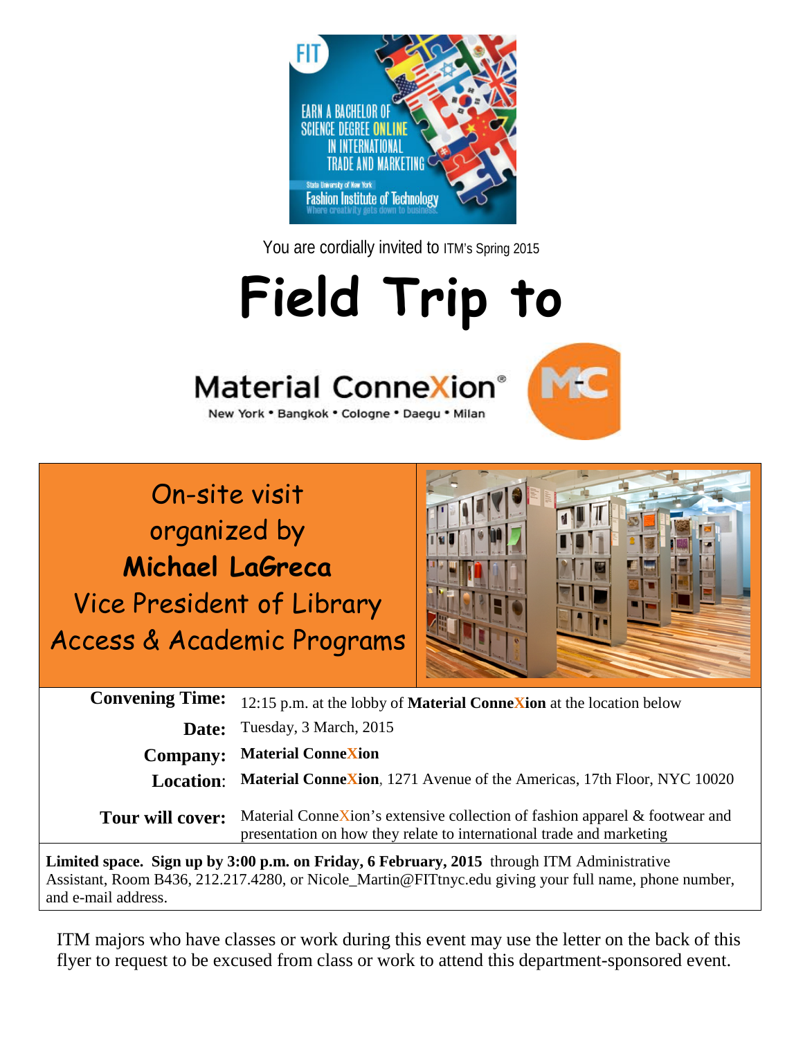You are cordially invited to ITM's Spring 2015

# Field Trip to

Material ConneXion®

New York • Bangkok • Cologne • Daegu • Milan

On-site visit organized by **Michael LaGreca** Vice President of Library Access & Academic Programs

| | |
|---|---|
| **Convening Time:** | 12:15 p.m. at the lobby of **Material ConneXion** at the location below |
| **Date:** | Tuesday, 3 March, 2015 |
| **Company:** | **Material ConneXion** |
| **Location:** | **Material ConneXion**, 1271 Avenue of the Americas, 17th Floor, NYC 10020 |
| **Tour will cover:** | Material ConneXion's extensive collection of fashion apparel & footwear and presentation on how they relate to international trade and marketing |

**Limited space. Sign up by 3:00 p.m. on Friday, 6 February, 2015** through ITM Administrative Assistant, Room B436, 212.217.4280, or Nicole_Martin@FITtnyc.edu giving your full name, phone number, and e-mail address.

ITM majors who have classes or work during this event may use the letter on the back of this flyer to request to be excused from class or work to attend this department-sponsored event.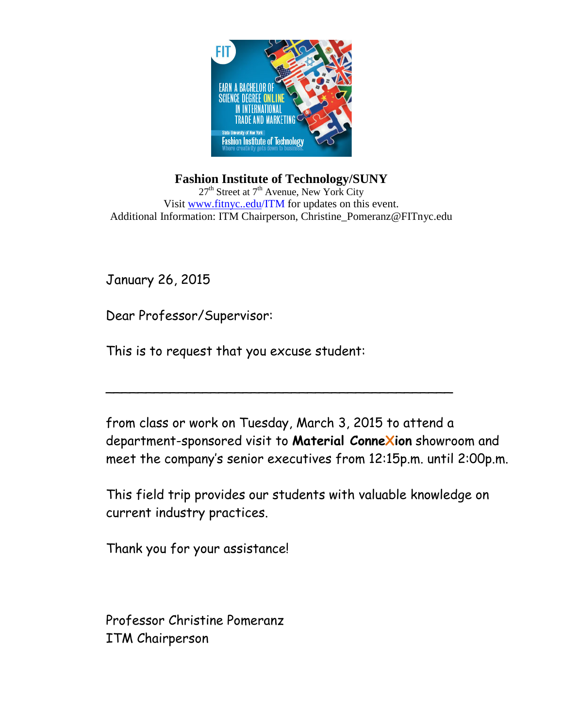**Fashion Institute of Technology/SUNY**
27th Street at 7th Avenue, New York City
Visit www.fitnyc..edu/ITM for updates on this event.
Additional Information: ITM Chairperson, Christine_Pomeranz@FITnyc.edu

January 26, 2015

Dear Professor/Supervisor:

This is to request that you excuse student:

_______________________________________________

from class or work on Tuesday, March 3, 2015 to attend a department-sponsored visit to **Material ConneXion** showroom and meet the company's senior executives from 12:15p.m. until 2:00p.m.

This field trip provides our students with valuable knowledge on current industry practices.

Thank you for your assistance!

Professor Christine Pomeranz
ITM Chairperson